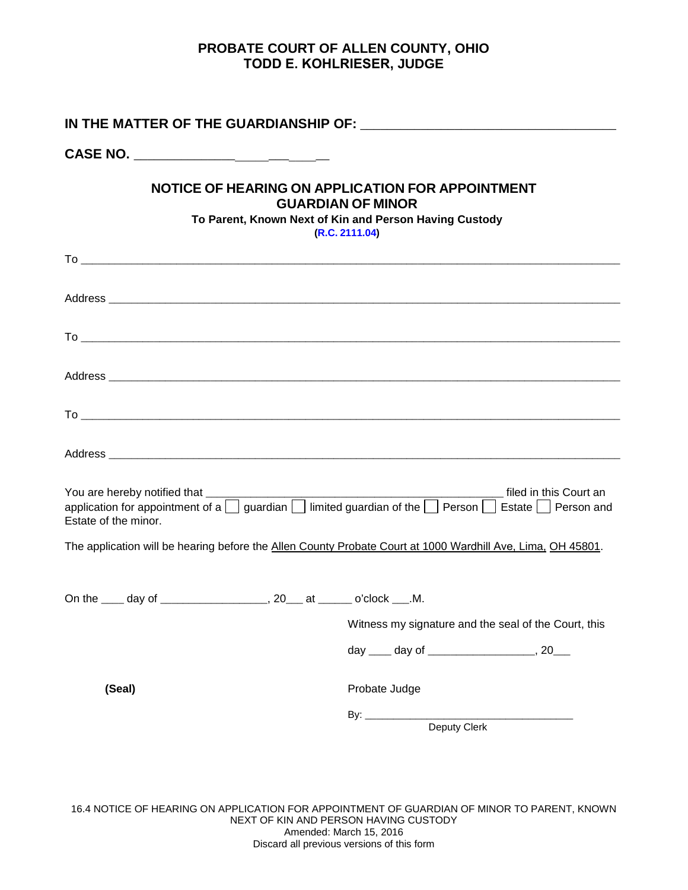**PROBATE COURT OF ALLEN COUNTY, OHIO**
**TODD E. KOHLRIESER, JUDGE**

**IN THE MATTER OF THE GUARDIANSHIP OF:** ___________________________________

**CASE NO.** ___________________________

## NOTICE OF HEARING ON APPLICATION FOR APPOINTMENT GUARDIAN OF MINOR

**To Parent, Known Next of Kin and Person Having Custody**

**(R.C. 2111.04)**

To ___________________________________________________________________________

Address _______________________________________________________________________

To ___________________________________________________________________________

Address _______________________________________________________________________

To ___________________________________________________________________________

Address _______________________________________________________________________

You are hereby notified that ________________________________________ filed in this Court an application for appointment of a ☐ guardian ☐ limited guardian of the ☐ Person ☐ Estate ☐ Person and Estate of the minor.

The application will be hearing before the Allen County Probate Court at 1000 Wardhill Ave, Lima, OH 45801.

On the ____ day of _________________, 20___ at _____ o'clock ___.M.

Witness my signature and the seal of the Court, this

day ____ day of _________________, 20___

**(Seal)**

Probate Judge

By: ___________________________________
Deputy Clerk

16.4 NOTICE OF HEARING ON APPLICATION FOR APPOINTMENT OF GUARDIAN OF MINOR TO PARENT, KNOWN NEXT OF KIN AND PERSON HAVING CUSTODY
Amended: March 15, 2016
Discard all previous versions of this form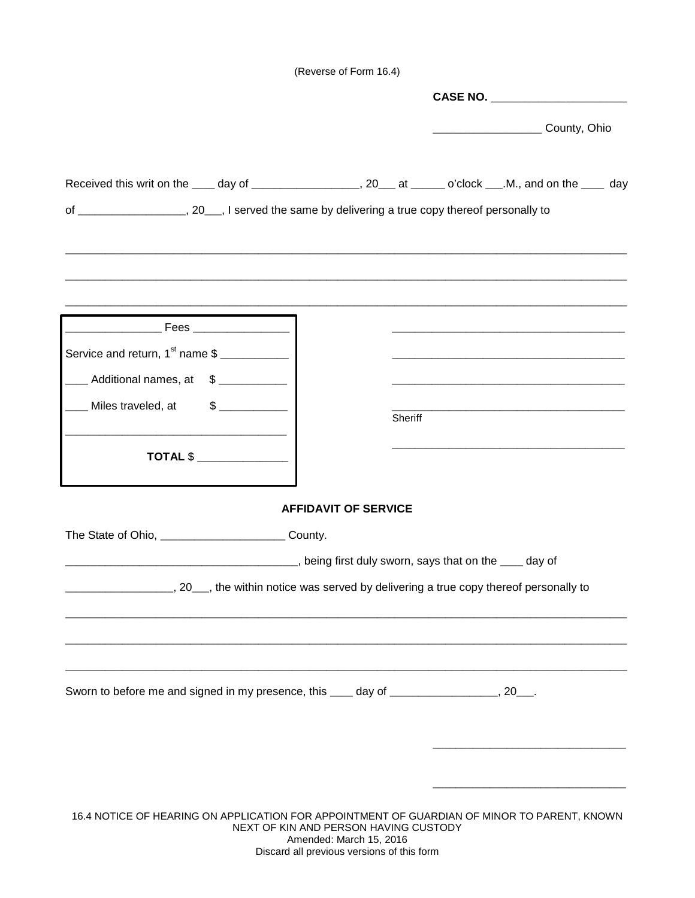(Reverse of Form 16.4)

**CASE NO.** _____________________

_________________ County, Ohio

Received this writ on the ____ day of _________________, 20___ at _____ o'clock ___.M., and on the ____ day of _________________, 20___, I served the same by delivering a true copy thereof personally to

_______________________________________________________________________________________

_______________________________________________________________________________________

_______________________________________________________________________________________

| | |
|---|---|
| _______________ Fees _______________ | |
| Service and return, 1st name | $ ___________ |
| ____ Additional names, at | $ ___________ |
| ____ Miles traveled, at | $ ___________ |
| ___________________________________ | |
| **TOTAL** | $ ______________ |

_____________________________________

_____________________________________

_____________________________________

_____________________________________
Sheriff

_____________________________________

**AFFIDAVIT OF SERVICE**

The State of Ohio, ____________________ County.

_____________________________________, being first duly sworn, says that on the ____ day of _________________, 20___, the within notice was served by delivering a true copy thereof personally to

_______________________________________________________________________________________

_______________________________________________________________________________________

_______________________________________________________________________________________

Sworn to before me and signed in my presence, this ____ day of _________________, 20___.

_______________________________

_______________________________

16.4 NOTICE OF HEARING ON APPLICATION FOR APPOINTMENT OF GUARDIAN OF MINOR TO PARENT, KNOWN NEXT OF KIN AND PERSON HAVING CUSTODY
Amended: March 15, 2016
Discard all previous versions of this form